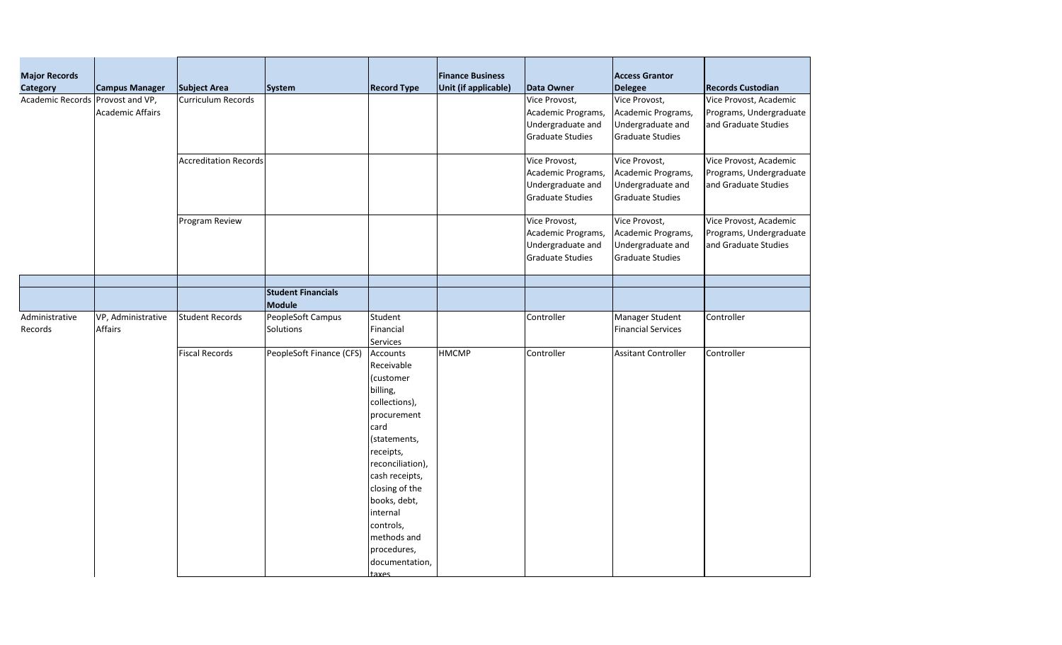| Major Records Category | Campus Manager | Subject Area | System | Record Type | Finance Business Unit (if applicable) | Data Owner | Access Grantor Delegee | Records Custodian |
|---|---|---|---|---|---|---|---|---|
| Academic Records | Provost and VP, Academic Affairs | Curriculum Records | | | | Vice Provost, Academic Programs, Undergraduate and Graduate Studies | Vice Provost, Academic Programs, Undergraduate and Graduate Studies | Vice Provost, Academic Programs, Undergraduate and Graduate Studies |
| | | Accreditation Records | | | | Vice Provost, Academic Programs, Undergraduate and Graduate Studies | Vice Provost, Academic Programs, Undergraduate and Graduate Studies | Vice Provost, Academic Programs, Undergraduate and Graduate Studies |
| | | Program Review | | | | Vice Provost, Academic Programs, Undergraduate and Graduate Studies | Vice Provost, Academic Programs, Undergraduate and Graduate Studies | Vice Provost, Academic Programs, Undergraduate and Graduate Studies |
| | | | | | | | | |
| | | | **Student Financials Module** | | | | | |
| Administrative Records | VP, Administrative Affairs | Student Records | PeopleSoft Campus Solutions | Student Financial Services | | Controller | Manager Student Financial Services | Controller |
| | | Fiscal Records | PeopleSoft Finance (CFS) | Accounts Receivable (customer billing, collections), procurement card (statements, receipts, reconciliation), cash receipts, closing of the books, debt, internal controls, methods and procedures, documentation, taxes | HMCMP | Controller | Assitant Controller | Controller |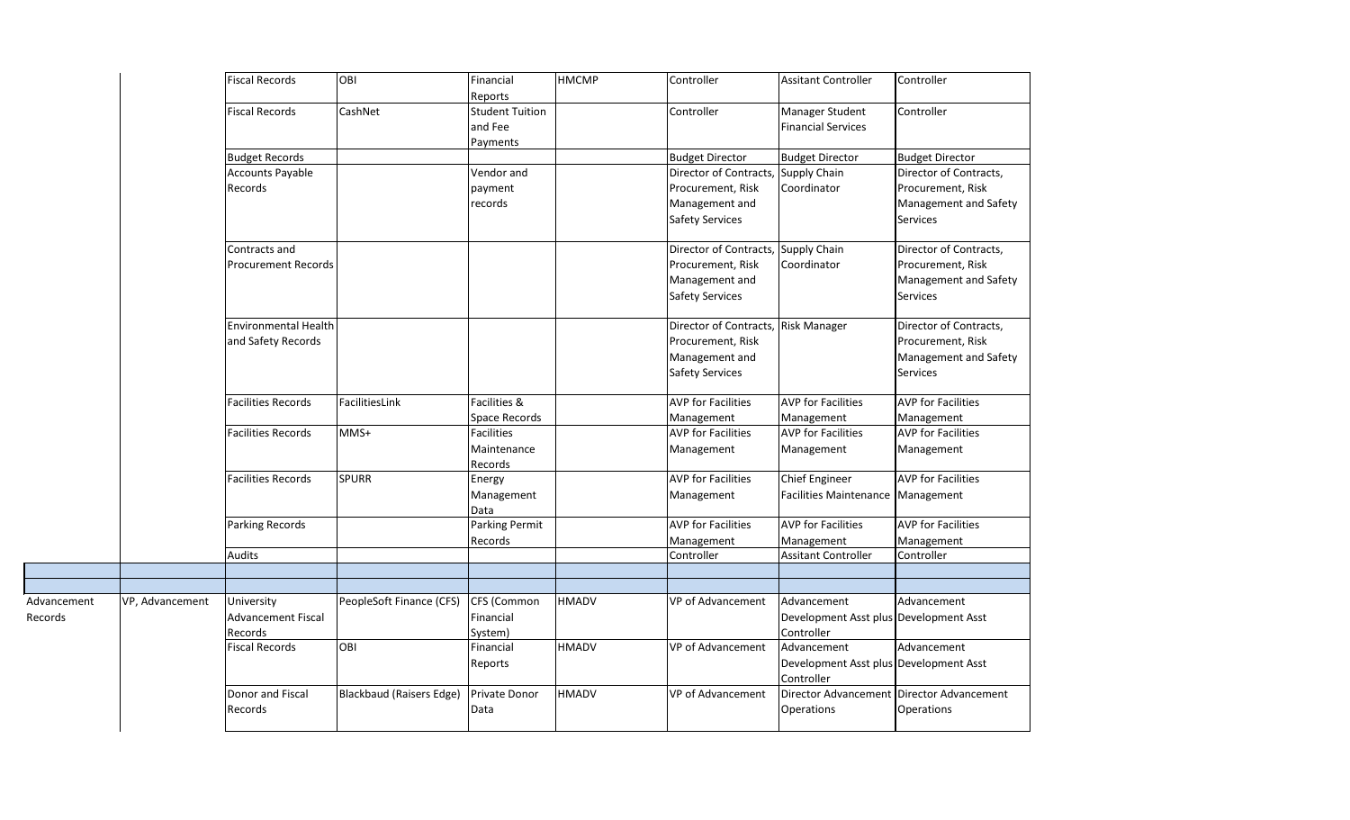| | | | | | | | | |
|---|---|---|---|---|---|---|---|---|
| | | Fiscal Records | OBI | Financial Reports | HMCMP | Controller | Assitant Controller | Controller |
| | | Fiscal Records | CashNet | Student Tuition and Fee Payments | | Controller | Manager Student Financial Services | Controller |
| | | Budget Records | | | | Budget Director | Budget Director | Budget Director |
| | | Accounts Payable Records | | Vendor and payment records | | Director of Contracts, Procurement, Risk Management and Safety Services | Supply Chain Coordinator | Director of Contracts, Procurement, Risk Management and Safety Services |
| | | Contracts and Procurement Records | | | | Director of Contracts, Procurement, Risk Management and Safety Services | Supply Chain Coordinator | Director of Contracts, Procurement, Risk Management and Safety Services |
| | | Environmental Health and Safety Records | | | | Director of Contracts, Procurement, Risk Management and Safety Services | Risk Manager | Director of Contracts, Procurement, Risk Management and Safety Services |
| | | Facilities Records | FacilitiesLink | Facilities & Space Records | | AVP for Facilities Management | AVP for Facilities Management | AVP for Facilities Management |
| | | Facilities Records | MMS+ | Facilities Maintenance Records | | AVP for Facilities Management | AVP for Facilities Management | AVP for Facilities Management |
| | | Facilities Records | SPURR | Energy Management Data | | AVP for Facilities Management | Chief Engineer Facilities Maintenance | AVP for Facilities Management |
| | | Parking Records | | Parking Permit Records | | AVP for Facilities Management | AVP for Facilities Management | AVP for Facilities Management |
| | | Audits | | | | Controller | Assitant Controller | Controller |
| | | | | | | | | |
| | | | | | | | | |
| Advancement Records | VP, Advancement | University Advancement Fiscal Records | PeopleSoft Finance (CFS) | CFS (Common Financial System) | HMADV | VP of Advancement | Advancement Development Asst plus Controller | Advancement Development Asst |
| | | Fiscal Records | OBI | Financial Reports | HMADV | VP of Advancement | Advancement Development Asst plus Controller | Advancement Development Asst |
| | | Donor and Fiscal Records | Blackbaud (Raisers Edge) | Private Donor Data | HMADV | VP of Advancement | Director Advancement Operations | Director Advancement Operations |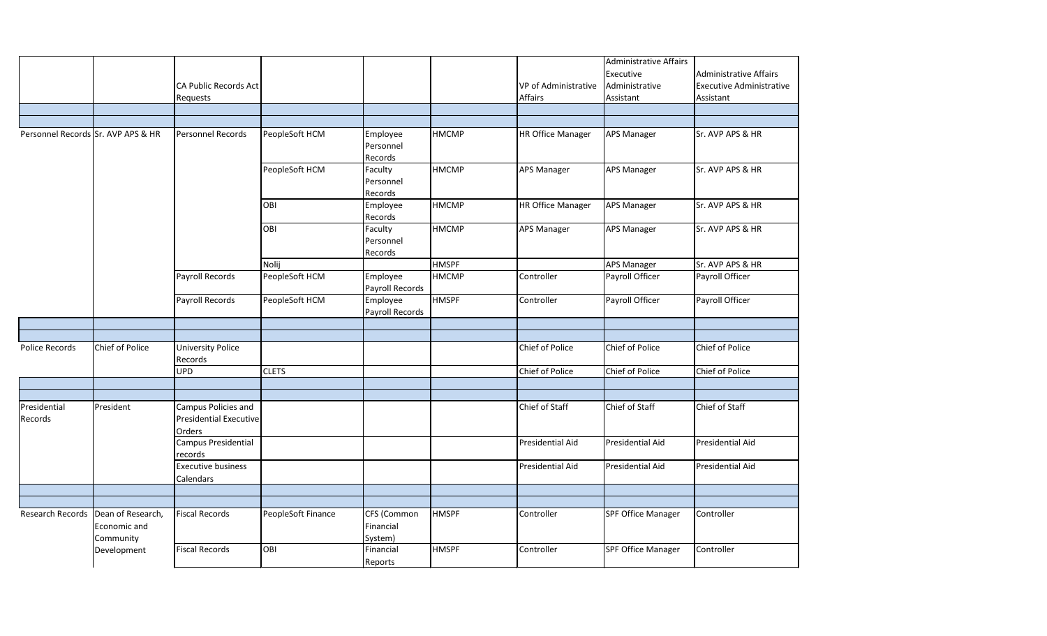|  |  | CA Public Records Act Requests |  |  |  | VP of Administrative Affairs | Administrative Affairs Executive Administrative Assistant | Administrative Affairs Executive Administrative Assistant |
|---|---|---|---|---|---|---|---|---|
|  |  |  |  |  |  |  |  |  |
|  |  |  |  |  |  |  |  |  |
| Personnel Records | Sr. AVP APS & HR | Personnel Records | PeopleSoft HCM | Employee Personnel Records | HMCMP | HR Office Manager | APS Manager | Sr. AVP APS & HR |
|  |  |  | PeopleSoft HCM | Faculty Personnel Records | HMCMP | APS Manager | APS Manager | Sr. AVP APS & HR |
|  |  |  | OBI | Employee Records | HMCMP | HR Office Manager | APS Manager | Sr. AVP APS & HR |
|  |  |  | OBI | Faculty Personnel Records | HMCMP | APS Manager | APS Manager | Sr. AVP APS & HR |
|  |  |  | Nolij |  | HMSPF |  | APS Manager | Sr. AVP APS & HR |
|  |  | Payroll Records | PeopleSoft HCM | Employee Payroll Records | HMCMP | Controller | Payroll Officer | Payroll Officer |
|  |  | Payroll Records | PeopleSoft HCM | Employee Payroll Records | HMSPF | Controller | Payroll Officer | Payroll Officer |
|  |  |  |  |  |  |  |  |  |
|  |  |  |  |  |  |  |  |  |
| Police Records | Chief of Police | University Police Records |  |  |  | Chief of Police | Chief of Police | Chief of Police |
|  |  | UPD | CLETS |  |  | Chief of Police | Chief of Police | Chief of Police |
|  |  |  |  |  |  |  |  |  |
|  |  |  |  |  |  |  |  |  |
| Presidential Records | President | Campus Policies and Presidential Executive Orders |  |  |  | Chief of Staff | Chief of Staff | Chief of Staff |
|  |  | Campus Presidential records |  |  |  | Presidential Aid | Presidential Aid | Presidential Aid |
|  |  | Executive business Calendars |  |  |  | Presidential Aid | Presidential Aid | Presidential Aid |
|  |  |  |  |  |  |  |  |  |
|  |  |  |  |  |  |  |  |  |
| Research Records | Dean of Research, Economic and Community Development | Fiscal Records | PeopleSoft Finance | CFS (Common Financial System) | HMSPF | Controller | SPF Office Manager | Controller |
|  |  | Fiscal Records | OBI | Financial Reports | HMSPF | Controller | SPF Office Manager | Controller |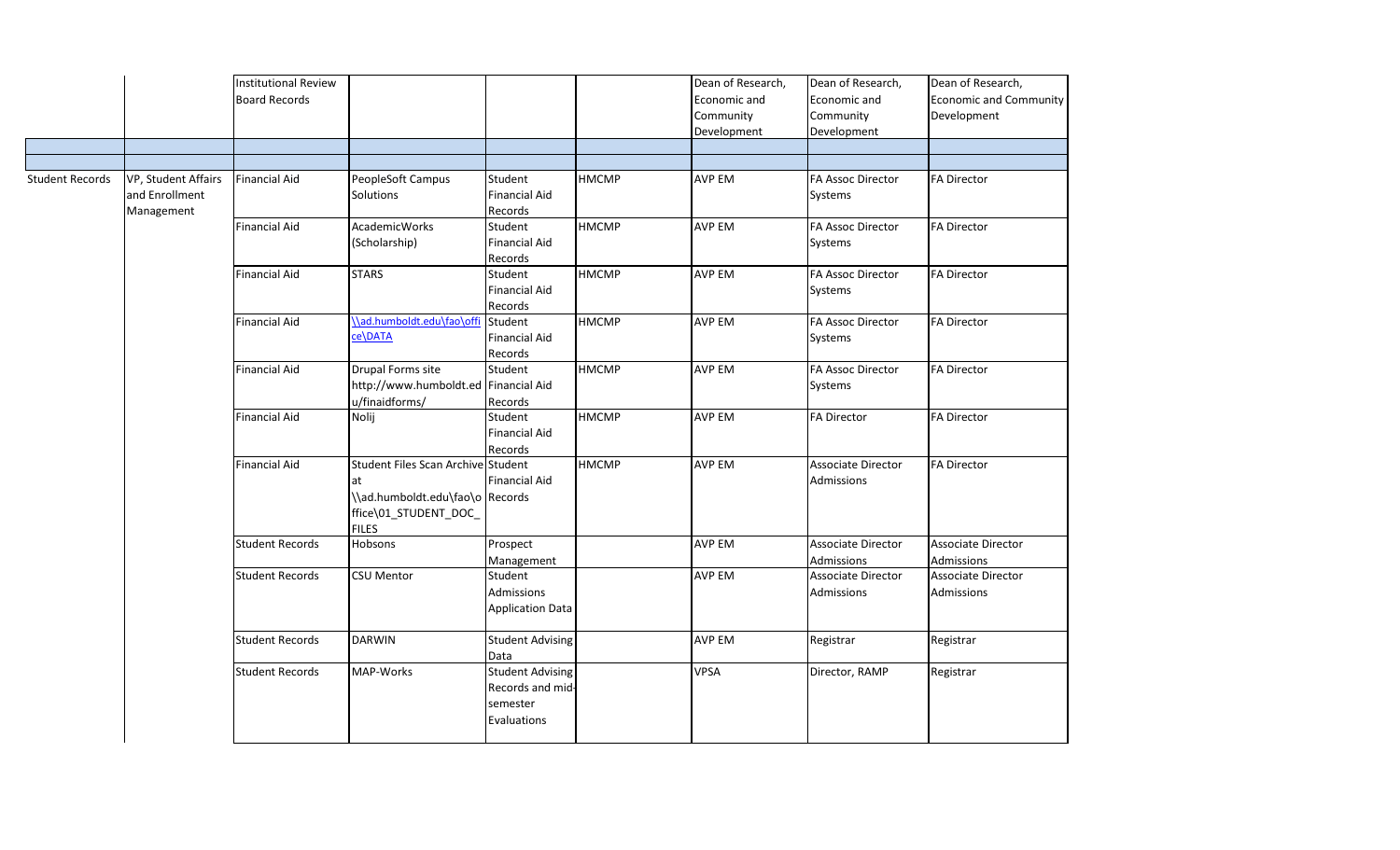|  |  |  |  |  |  |  |  |  |
|---|---|---|---|---|---|---|---|---|
|  |  | Institutional Review Board Records |  |  |  | Dean of Research, Economic and Community Development | Dean of Research, Economic and Community Development | Dean of Research, Economic and Community Development |
|  |  |  |  |  |  |  |  |  |
|  |  |  |  |  |  |  |  |  |
| Student Records | VP, Student Affairs and Enrollment Management | Financial Aid | PeopleSoft Campus Solutions | Student Financial Aid Records | HMCMP | AVP EM | FA Assoc Director Systems | FA Director |
|  |  | Financial Aid | AcademicWorks (Scholarship) | Student Financial Aid Records | HMCMP | AVP EM | FA Assoc Director Systems | FA Director |
|  |  | Financial Aid | STARS | Student Financial Aid Records | HMCMP | AVP EM | FA Assoc Director Systems | FA Director |
|  |  | Financial Aid | \\ad.humboldt.edu\fao\office\DATA | Student Financial Aid Records | HMCMP | AVP EM | FA Assoc Director Systems | FA Director |
|  |  | Financial Aid | Drupal Forms site http://www.humboldt.edu/finaidforms/ | Student Financial Aid Records | HMCMP | AVP EM | FA Assoc Director Systems | FA Director |
|  |  | Financial Aid | Nolij | Student Financial Aid Records | HMCMP | AVP EM | FA Director | FA Director |
|  |  | Financial Aid | Student Files Scan Archive at \\ad.humboldt.edu\fao\office\01_STUDENT_DOC_FILES | Student Financial Aid Records | HMCMP | AVP EM | Associate Director Admissions | FA Director |
|  |  | Student Records | Hobsons | Prospect Management |  | AVP EM | Associate Director Admissions | Associate Director Admissions |
|  |  | Student Records | CSU Mentor | Student Admissions Application Data |  | AVP EM | Associate Director Admissions | Associate Director Admissions |
|  |  | Student Records | DARWIN | Student Advising Data |  | AVP EM | Registrar | Registrar |
|  |  | Student Records | MAP-Works | Student Advising Records and mid-semester Evaluations |  | VPSA | Director, RAMP | Registrar |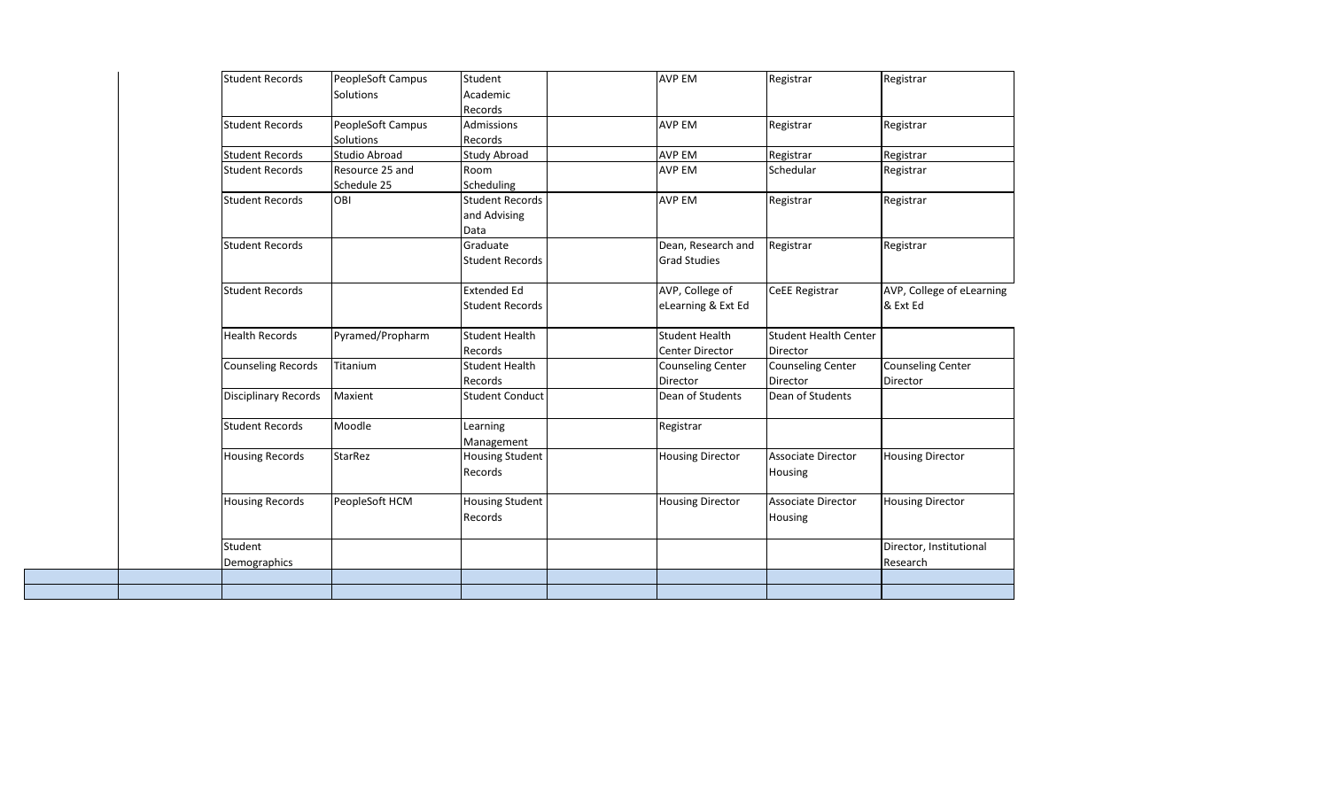| | | | | | | | | |
|---|---|---|---|---|---|---|---|---|
| | | Student Records | PeopleSoft Campus Solutions | Student Academic Records | | AVP EM | Registrar | Registrar |
| | | Student Records | PeopleSoft Campus Solutions | Admissions Records | | AVP EM | Registrar | Registrar |
| | | Student Records | Studio Abroad | Study Abroad | | AVP EM | Registrar | Registrar |
| | | Student Records | Resource 25 and Schedule 25 | Room Scheduling | | AVP EM | Schedular | Registrar |
| | | Student Records | OBI | Student Records and Advising Data | | AVP EM | Registrar | Registrar |
| | | Student Records | | Graduate Student Records | | Dean, Research and Grad Studies | Registrar | Registrar |
| | | Student Records | | Extended Ed Student Records | | AVP, College of eLearning & Ext Ed | CeEE Registrar | AVP, College of eLearning & Ext Ed |
| | | Health Records | Pyramed/Propharm | Student Health Records | | Student Health Center Director | Student Health Center Director | |
| | | Counseling Records | Titanium | Student Health Records | | Counseling Center Director | Counseling Center Director | Counseling Center Director |
| | | Disciplinary Records | Maxient | Student Conduct | | Dean of Students | Dean of Students | |
| | | Student Records | Moodle | Learning Management | | Registrar | | |
| | | Housing Records | StarRez | Housing Student Records | | Housing Director | Associate Director Housing | Housing Director |
| | | Housing Records | PeopleSoft HCM | Housing Student Records | | Housing Director | Associate Director Housing | Housing Director |
| | | Student Demographics | | | | | | Director, Institutional Research |
| | | | | | | | | |
| | | | | | | | | |